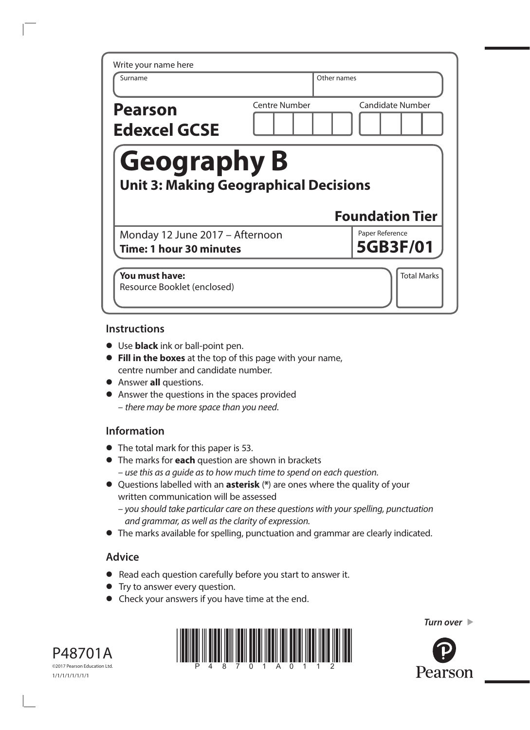Write your name here

| Surname | Other names |
|---|---|
| | |

**Pearson Edexcel GCSE**

| Centre Number | Candidate Number |
|---|---|
| | |

# Geography B

## Unit 3: Making Geographical Decisions

**Foundation Tier**

Monday 12 June 2017 – Afternoon
**Time: 1 hour 30 minutes**

Paper Reference
**5GB3F/01**

**You must have:**
Resource Booklet (enclosed)

Total Marks

## Instructions

- Use **black** ink or ball-point pen.
- **Fill in the boxes** at the top of this page with your name, centre number and candidate number.
- Answer **all** questions.
- Answer the questions in the spaces provided
  – *there may be more space than you need.*

## Information

- The total mark for this paper is 53.
- The marks for **each** question are shown in brackets
  – *use this as a guide as to how much time to spend on each question.*
- Questions labelled with an **asterisk** (*) are ones where the quality of your written communication will be assessed
  – *you should take particular care on these questions with your spelling, punctuation and grammar, as well as the clarity of expression.*
- The marks available for spelling, punctuation and grammar are clearly indicated.

## Advice

- Read each question carefully before you start to answer it.
- Try to answer every question.
- Check your answers if you have time at the end.

*Turn over* ▶

P48701A
©2017 Pearson Education Ltd.
1/1/1/1/1/1/1/1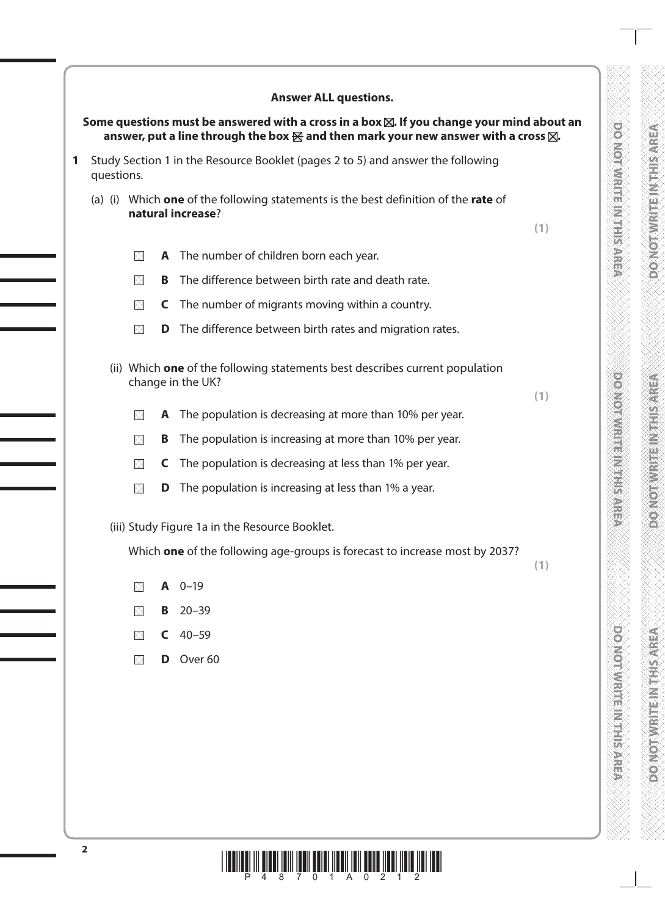**Answer ALL questions.**

**Some questions must be answered with a cross in a box ☒. If you change your mind about an answer, put a line through the box ☒ and then mark your new answer with a cross ☒.**

**1** Study Section 1 in the Resource Booklet (pages 2 to 5) and answer the following questions.

(a) (i) Which **one** of the following statements is the best definition of the **rate** of **natural increase**?

**(1)**

☐ **A** The number of children born each year.

☐ **B** The difference between birth rate and death rate.

☐ **C** The number of migrants moving within a country.

☐ **D** The difference between birth rates and migration rates.

(ii) Which **one** of the following statements best describes current population change in the UK?

**(1)**

☐ **A** The population is decreasing at more than 10% per year.

☐ **B** The population is increasing at more than 10% per year.

☐ **C** The population is decreasing at less than 1% per year.

☐ **D** The population is increasing at less than 1% a year.

(iii) Study Figure 1a in the Resource Booklet.

Which **one** of the following age-groups is forecast to increase most by 2037?

**(1)**

☐ **A** 0–19

☐ **B** 20–39

☐ **C** 40–59

☐ **D** Over 60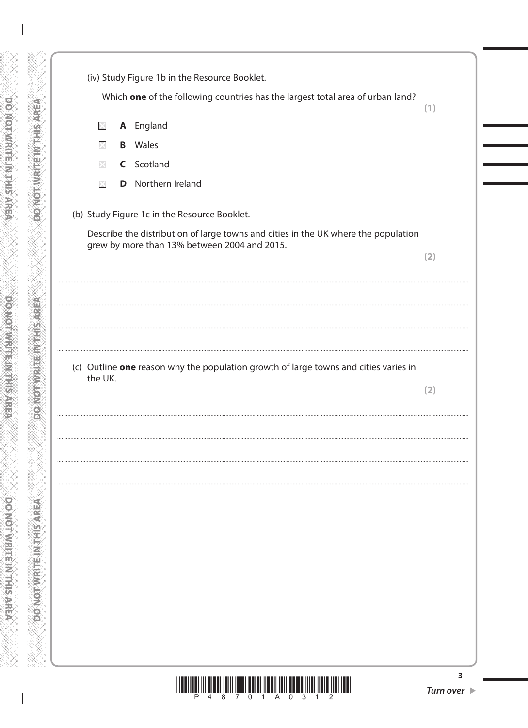(iv) Study Figure 1b in the Resource Booklet.

Which **one** of the following countries has the largest total area of urban land?

**(1)**

- ☒ **A** England
- ☒ **B** Wales
- ☒ **C** Scotland
- ☒ **D** Northern Ireland

(b) Study Figure 1c in the Resource Booklet.

Describe the distribution of large towns and cities in the UK where the population grew by more than 13% between 2004 and 2015.

**(2)**

.......................................................................................................................................................................................................................................

.......................................................................................................................................................................................................................................

.......................................................................................................................................................................................................................................

(c) Outline **one** reason why the population growth of large towns and cities varies in the UK.

**(2)**

.......................................................................................................................................................................................................................................

.......................................................................................................................................................................................................................................

.......................................................................................................................................................................................................................................

*Turn over* ▶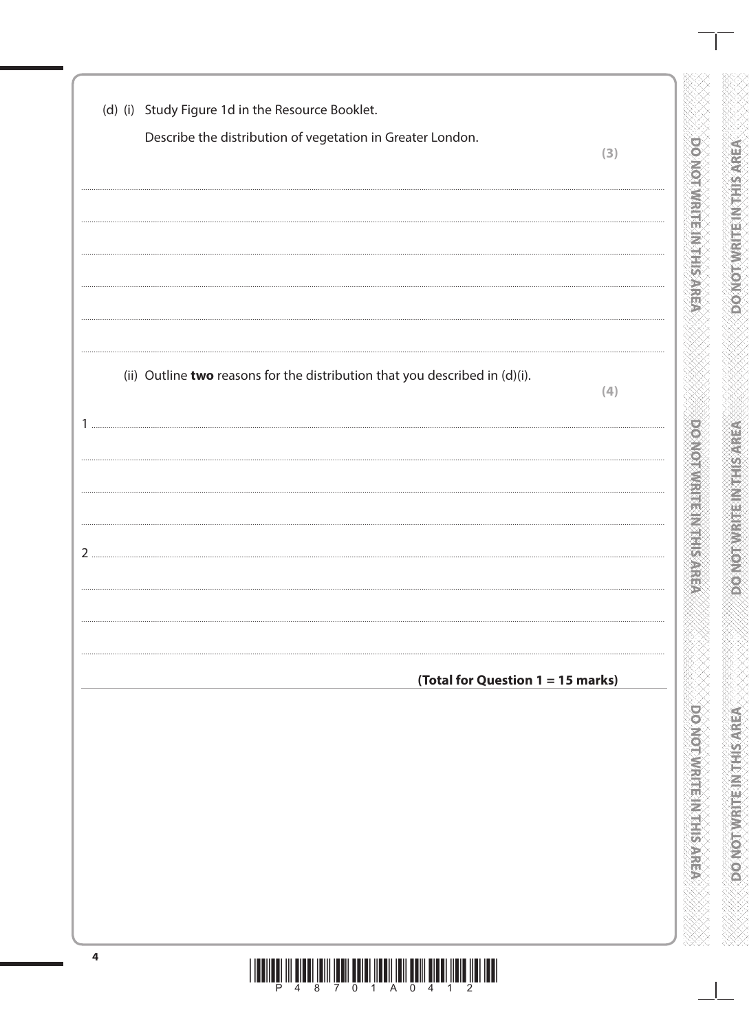(d) (i) Study Figure 1d in the Resource Booklet.

Describe the distribution of vegetation in Greater London.

**(3)**

..............................................................................................................................................

..............................................................................................................................................

..............................................................................................................................................

..............................................................................................................................................

..............................................................................................................................................

(ii) Outline **two** reasons for the distribution that you described in (d)(i).

**(4)**

1 ..............................................................................................................................................

..............................................................................................................................................

..............................................................................................................................................

..............................................................................................................................................

2 ..............................................................................................................................................

..............................................................................................................................................

..............................................................................................................................................

..............................................................................................................................................

**(Total for Question 1 = 15 marks)**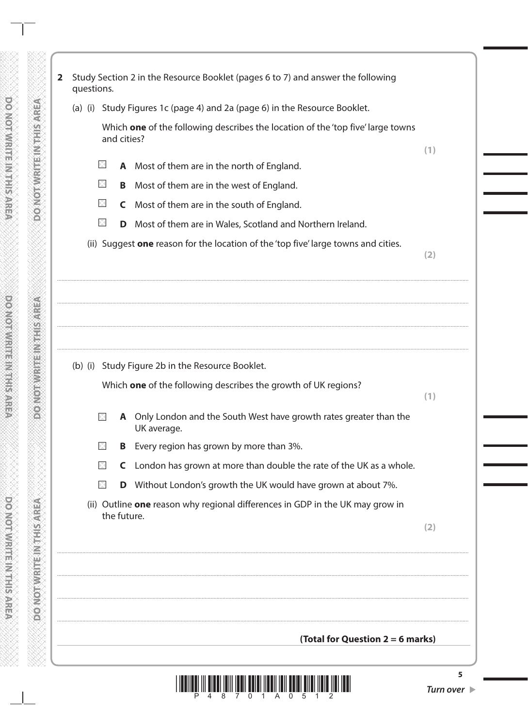**2** Study Section 2 in the Resource Booklet (pages 6 to 7) and answer the following questions.

(a) (i) Study Figures 1c (page 4) and 2a (page 6) in the Resource Booklet.

Which **one** of the following describes the location of the 'top five' large towns and cities?

**(1)**

- ☐ **A** Most of them are in the north of England.
- ☐ **B** Most of them are in the west of England.
- ☐ **C** Most of them are in the south of England.
- ☐ **D** Most of them are in Wales, Scotland and Northern Ireland.

(ii) Suggest **one** reason for the location of the 'top five' large towns and cities.

**(2)**

.......................................................................................................................................................

.......................................................................................................................................................

.......................................................................................................................................................

.......................................................................................................................................................

(b) (i) Study Figure 2b in the Resource Booklet.

Which **one** of the following describes the growth of UK regions?

**(1)**

- ☐ **A** Only London and the South West have growth rates greater than the UK average.
- ☐ **B** Every region has grown by more than 3%.
- ☐ **C** London has grown at more than double the rate of the UK as a whole.
- ☐ **D** Without London's growth the UK would have grown at about 7%.

(ii) Outline **one** reason why regional differences in GDP in the UK may grow in the future.

**(2)**

.......................................................................................................................................................

.......................................................................................................................................................

.......................................................................................................................................................

.......................................................................................................................................................

**(Total for Question 2 = 6 marks)**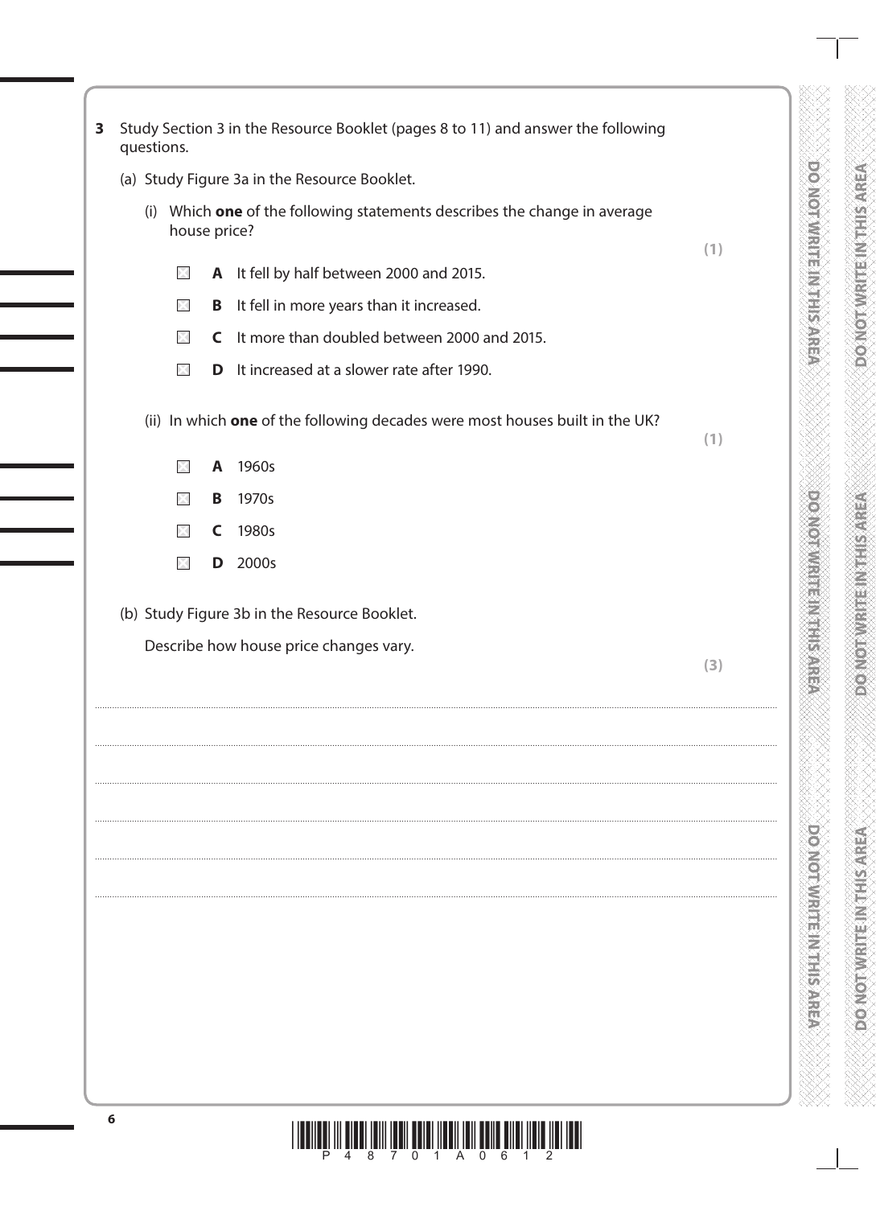**3** Study Section 3 in the Resource Booklet (pages 8 to 11) and answer the following questions.

(a) Study Figure 3a in the Resource Booklet.

(i) Which **one** of the following statements describes the change in average house price?

**(1)**

- ☒ **A** It fell by half between 2000 and 2015.
- ☒ **B** It fell in more years than it increased.
- ☒ **C** It more than doubled between 2000 and 2015.
- ☒ **D** It increased at a slower rate after 1990.

(ii) In which **one** of the following decades were most houses built in the UK?

**(1)**

- ☒ **A** 1960s
- ☒ **B** 1970s
- ☒ **C** 1980s
- ☒ **D** 2000s

(b) Study Figure 3b in the Resource Booklet.

Describe how house price changes vary.

**(3)**

.......................................................................................................................................................................................................

.......................................................................................................................................................................................................

.......................................................................................................................................................................................................

.......................................................................................................................................................................................................

.......................................................................................................................................................................................................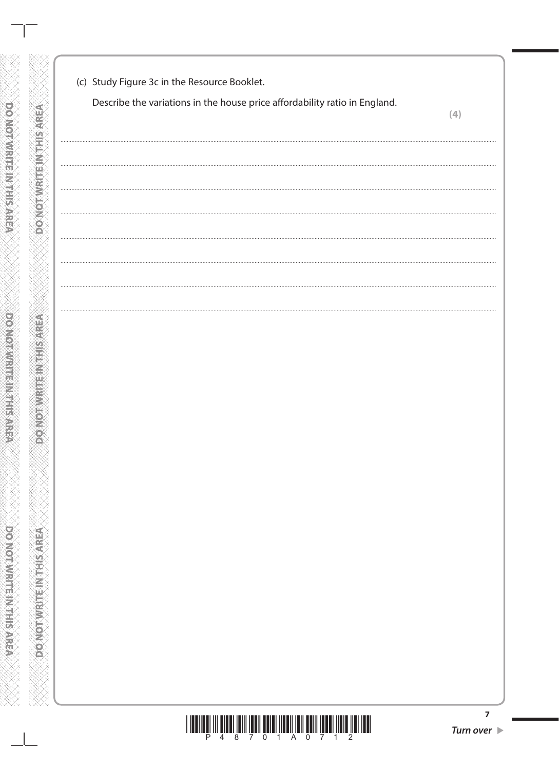(c) Study Figure 3c in the Resource Booklet.

Describe the variations in the house price affordability ratio in England.

**(4)**

.......................................................................................................................................................................................................................

.......................................................................................................................................................................................................................

.......................................................................................................................................................................................................................

.......................................................................................................................................................................................................................

.......................................................................................................................................................................................................................

.......................................................................................................................................................................................................................

.......................................................................................................................................................................................................................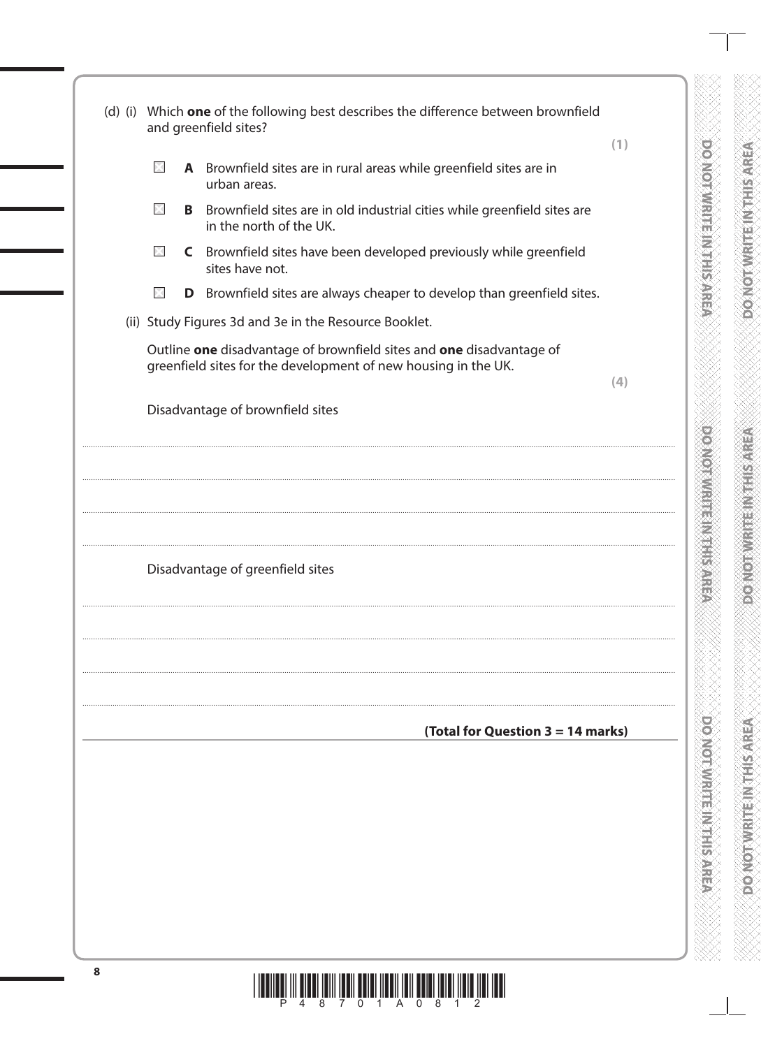(d) (i) Which **one** of the following best describes the difference between brownfield and greenfield sites?

**(1)**

☐ **A** Brownfield sites are in rural areas while greenfield sites are in urban areas.

☐ **B** Brownfield sites are in old industrial cities while greenfield sites are in the north of the UK.

☐ **C** Brownfield sites have been developed previously while greenfield sites have not.

☐ **D** Brownfield sites are always cheaper to develop than greenfield sites.

(ii) Study Figures 3d and 3e in the Resource Booklet.

Outline **one** disadvantage of brownfield sites and **one** disadvantage of greenfield sites for the development of new housing in the UK.

**(4)**

Disadvantage of brownfield sites

.......................................................................................................................................................

.......................................................................................................................................................

.......................................................................................................................................................

.......................................................................................................................................................

Disadvantage of greenfield sites

.......................................................................................................................................................

.......................................................................................................................................................

.......................................................................................................................................................

.......................................................................................................................................................

**(Total for Question 3 = 14 marks)**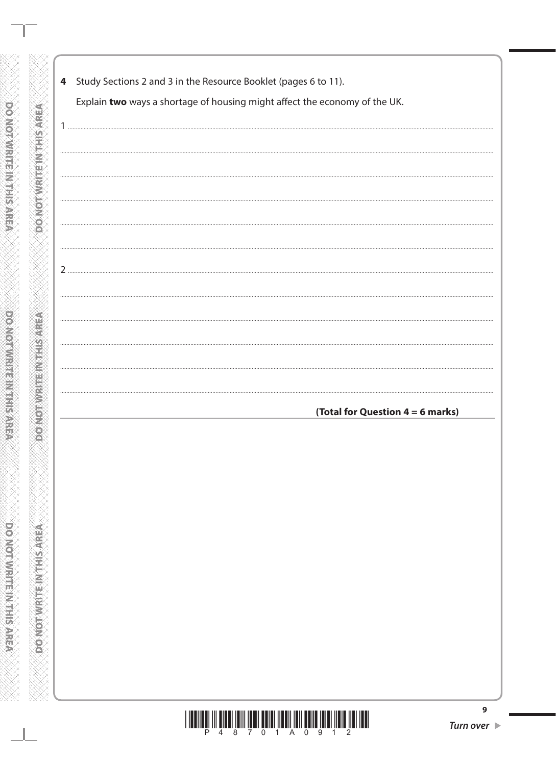**4** Study Sections 2 and 3 in the Resource Booklet (pages 6 to 11).

Explain **two** ways a shortage of housing might affect the economy of the UK.

1 ..........................................................................................................................................

..........................................................................................................................................

..........................................................................................................................................

..........................................................................................................................................

..........................................................................................................................................

2 ..........................................................................................................................................

..........................................................................................................................................

..........................................................................................................................................

..........................................................................................................................................

..........................................................................................................................................

**(Total for Question 4 = 6 marks)**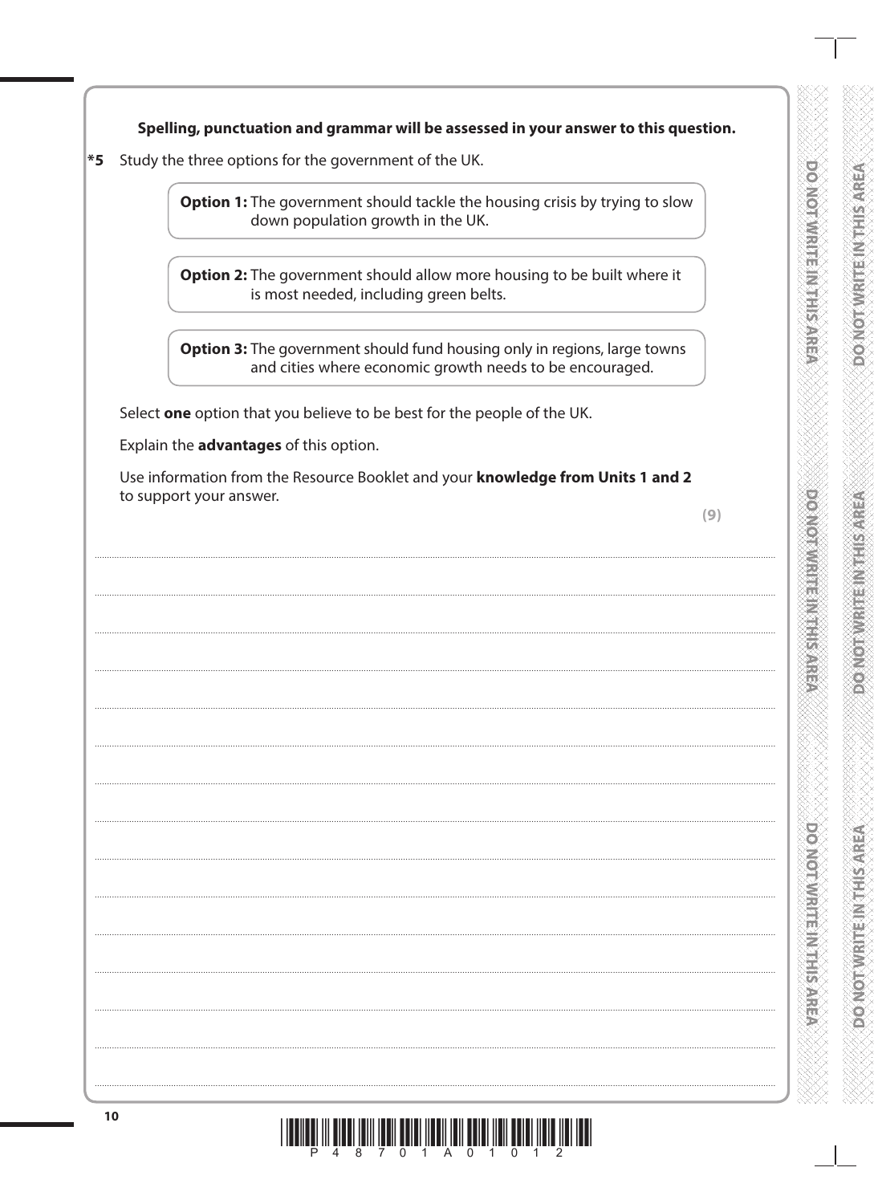**Spelling, punctuation and grammar will be assessed in your answer to this question.**

*5 Study the three options for the government of the UK.

> **Option 1:** The government should tackle the housing crisis by trying to slow down population growth in the UK.

> **Option 2:** The government should allow more housing to be built where it is most needed, including green belts.

> **Option 3:** The government should fund housing only in regions, large towns and cities where economic growth needs to be encouraged.

Select **one** option that you believe to be best for the people of the UK.

Explain the **advantages** of this option.

Use information from the Resource Booklet and your **knowledge from Units 1 and 2** to support your answer.

**(9)**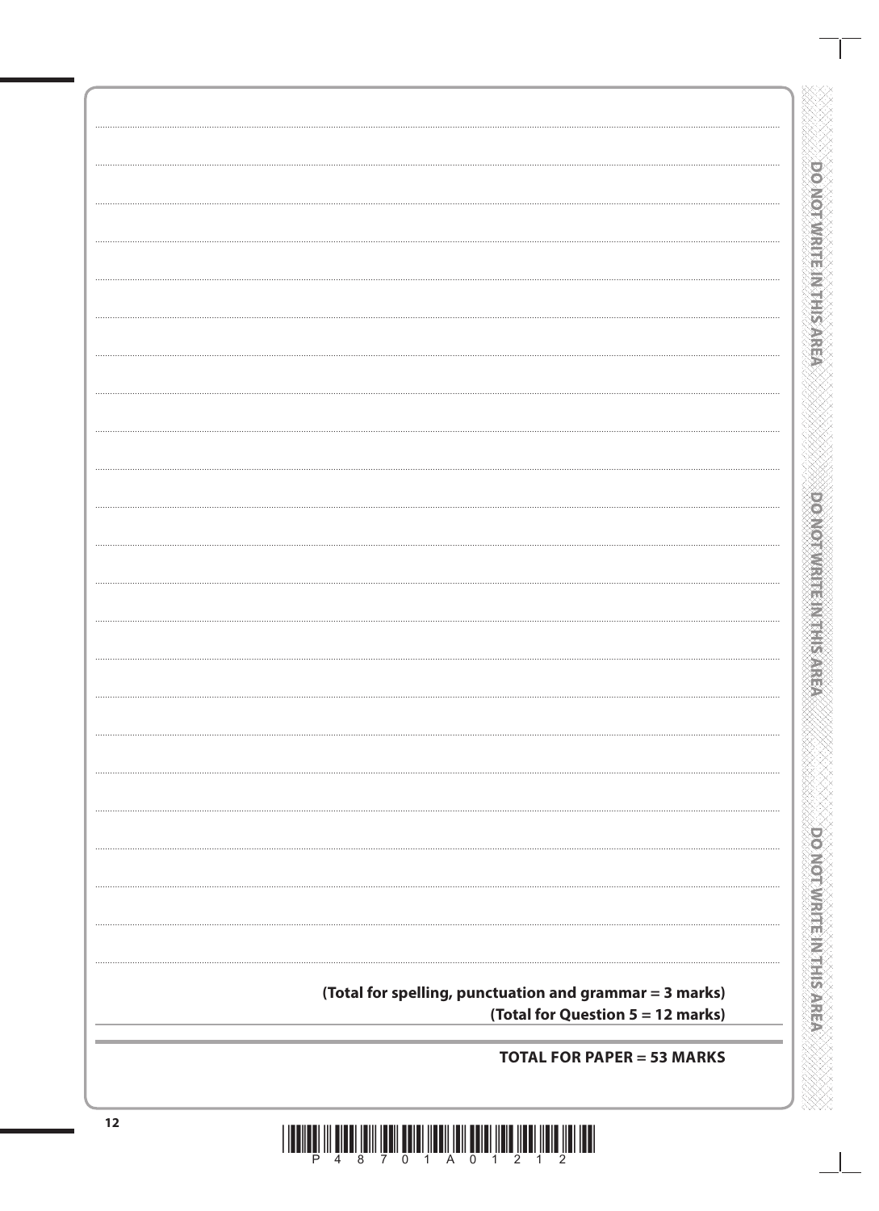**(Total for spelling, punctuation and grammar = 3 marks)**

**(Total for Question 5 = 12 marks)**

**TOTAL FOR PAPER = 53 MARKS**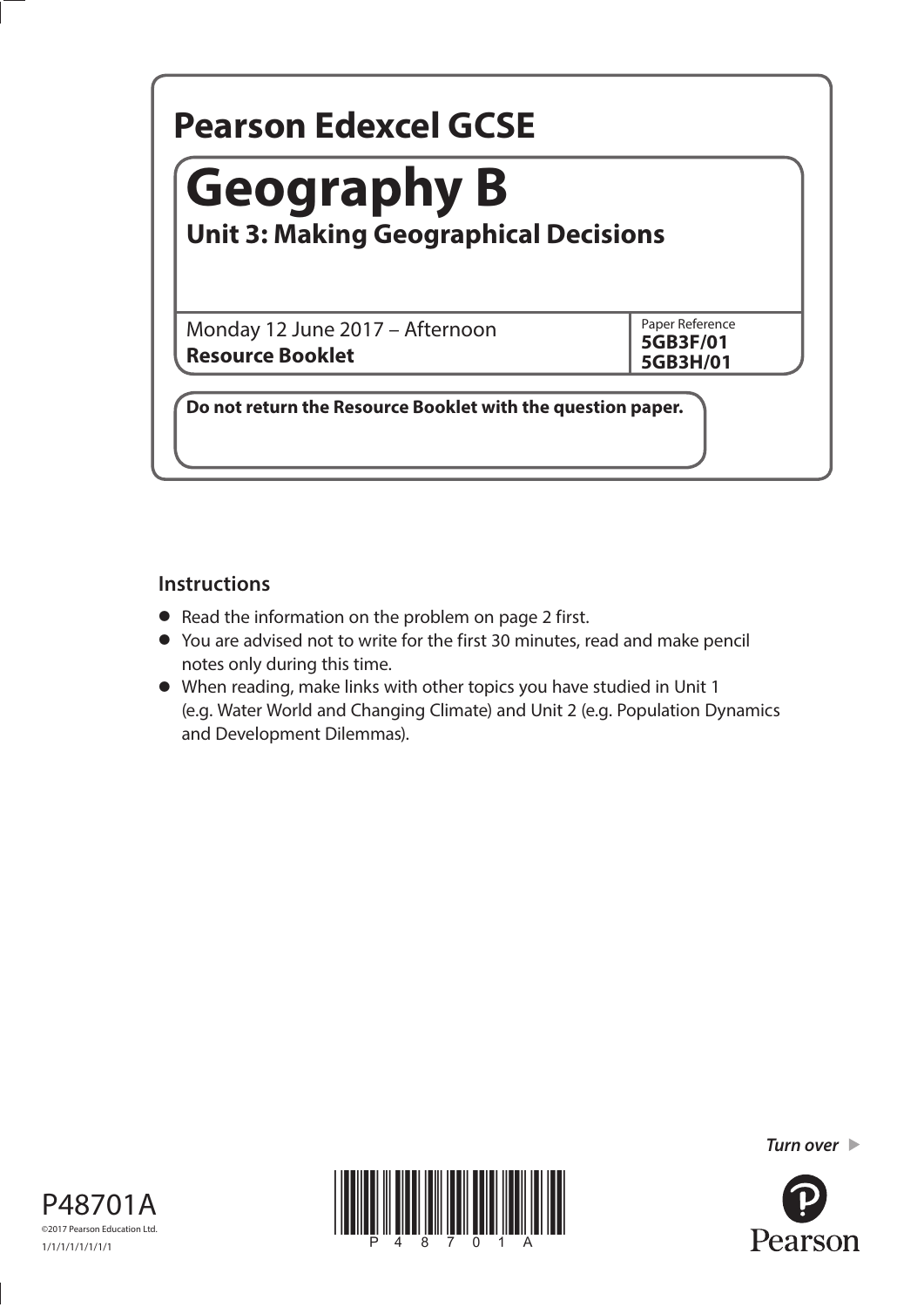# Pearson Edexcel GCSE

## Geography B

### Unit 3: Making Geographical Decisions

Monday 12 June 2017 – Afternoon

**Resource Booklet**

Paper Reference
**5GB3F/01**
**5GB3H/01**

**Do not return the Resource Booklet with the question paper.**

## Instructions

- Read the information on the problem on page 2 first.
- You are advised not to write for the first 30 minutes, read and make pencil notes only during this time.
- When reading, make links with other topics you have studied in Unit 1 (e.g. Water World and Changing Climate) and Unit 2 (e.g. Population Dynamics and Development Dilemmas).

*Turn over* ▶

P48701A

©2017 Pearson Education Ltd.

1/1/1/1/1/1/1/1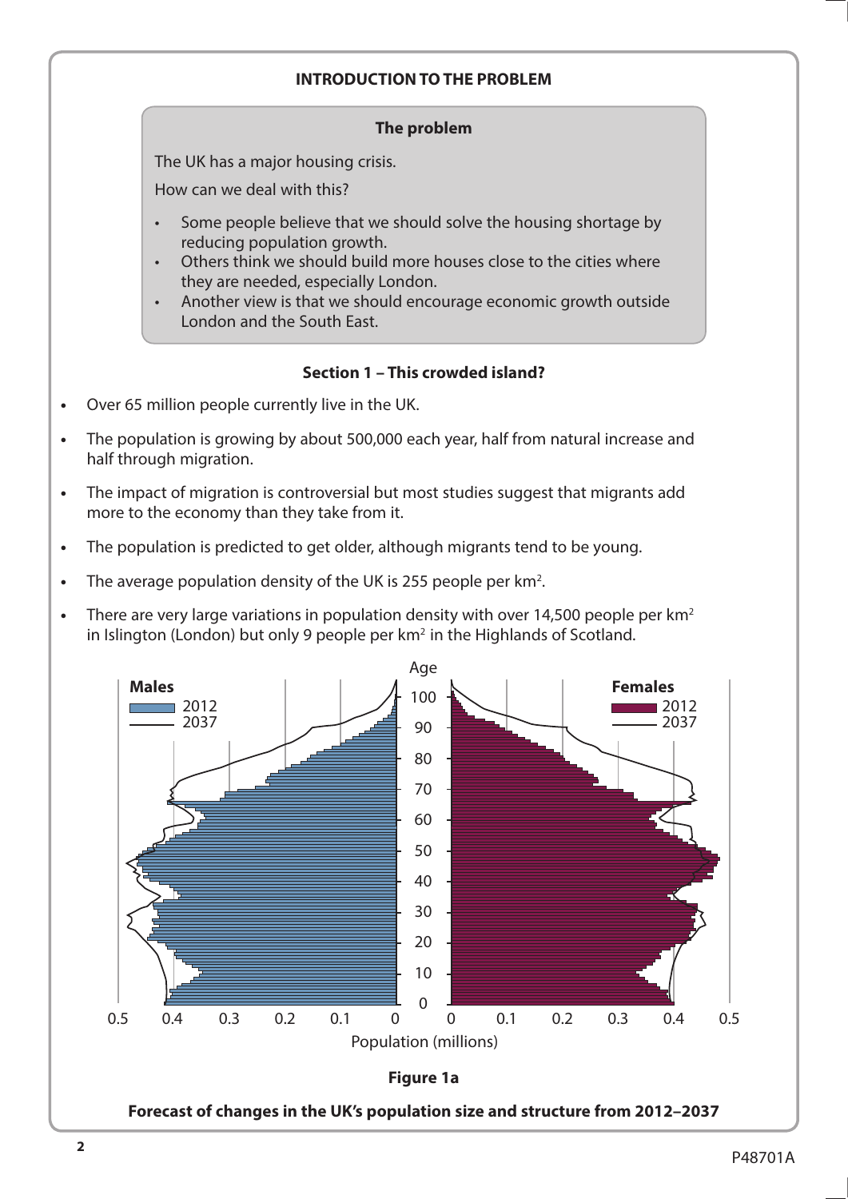## INTRODUCTION TO THE PROBLEM

**The problem**

The UK has a major housing crisis.

How can we deal with this?

- Some people believe that we should solve the housing shortage by reducing population growth.
- Others think we should build more houses close to the cities where they are needed, especially London.
- Another view is that we should encourage economic growth outside London and the South East.

### Section 1 – This crowded island?

- Over 65 million people currently live in the UK.
- The population is growing by about 500,000 each year, half from natural increase and half through migration.
- The impact of migration is controversial but most studies suggest that migrants add more to the economy than they take from it.
- The population is predicted to get older, although migrants tend to be young.
- The average population density of the UK is 255 people per km$^2$.
- There are very large variations in population density with over 14,500 people per km$^2$ in Islington (London) but only 9 people per km$^2$ in the Highlands of Scotland.

**Figure 1a**

**Forecast of changes in the UK's population size and structure from 2012–2037**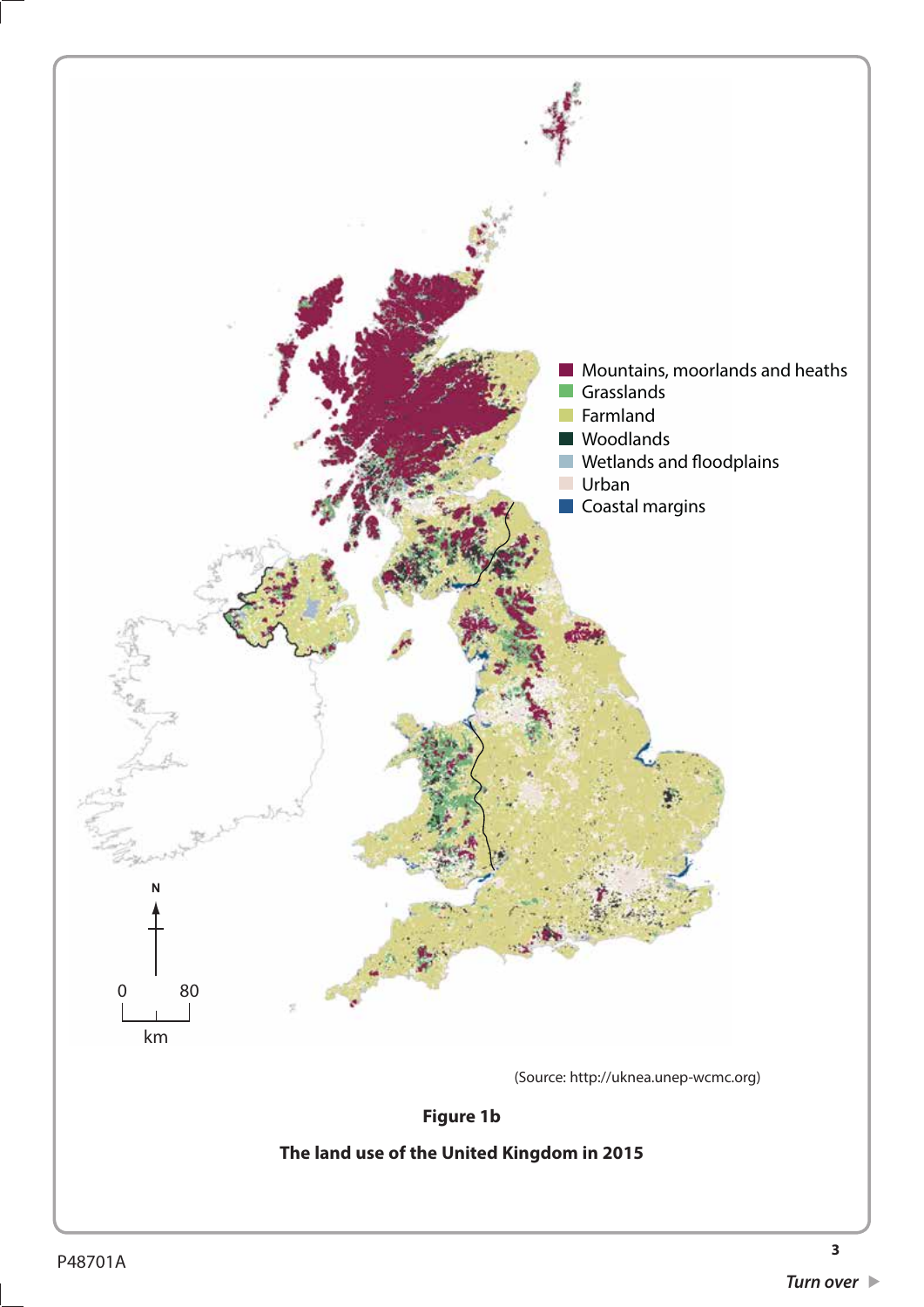Mountains, moorlands and heaths
Grasslands
Farmland
Woodlands
Wetlands and floodplains
Urban
Coastal margins

N

0 80
km

(Source: http://uknea.unep-wcmc.org)

**Figure 1b**

**The land use of the United Kingdom in 2015**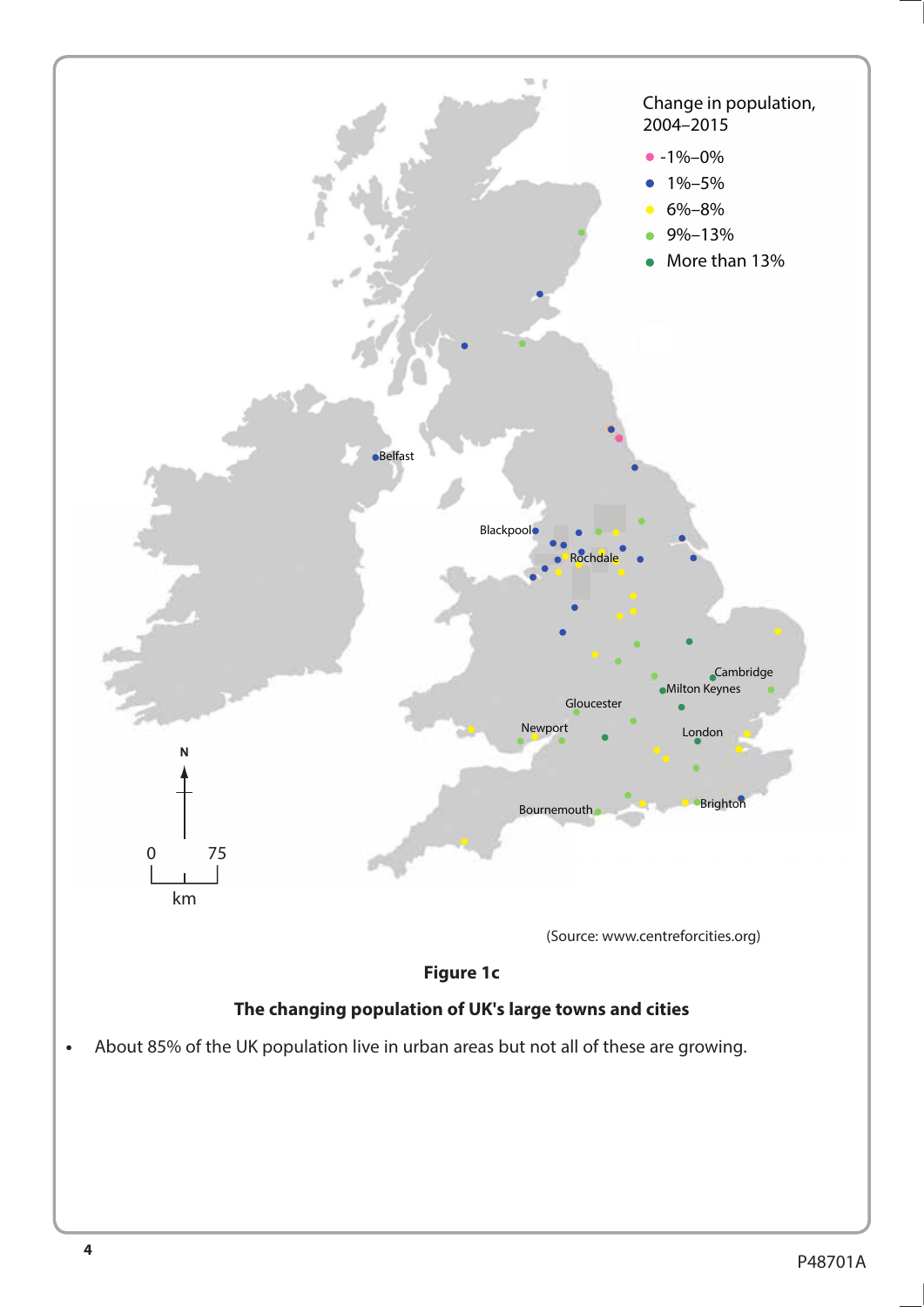Change in population, 2004–2015

- -1%–0%
- 1%–5%
- 6%–8%
- 9%–13%
- More than 13%

Belfast, Blackpool, Rochdale, Cambridge, Milton Keynes, Gloucester, Newport, London, Bournemouth, Brighton

0 75 km

(Source: www.centreforcities.org)

**Figure 1c**

**The changing population of UK's large towns and cities**

- About 85% of the UK population live in urban areas but not all of these are growing.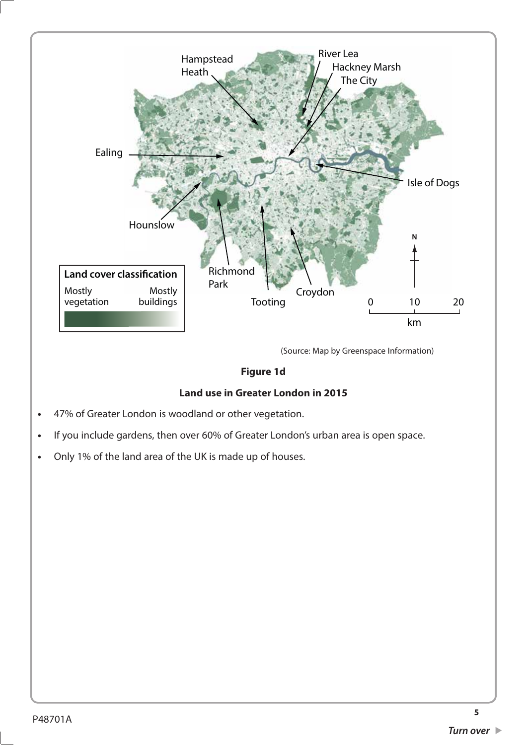(Source: Map by Greenspace Information)

**Figure 1d**

**Land use in Greater London in 2015**

- 47% of Greater London is woodland or other vegetation.
- If you include gardens, then over 60% of Greater London's urban area is open space.
- Only 1% of the land area of the UK is made up of houses.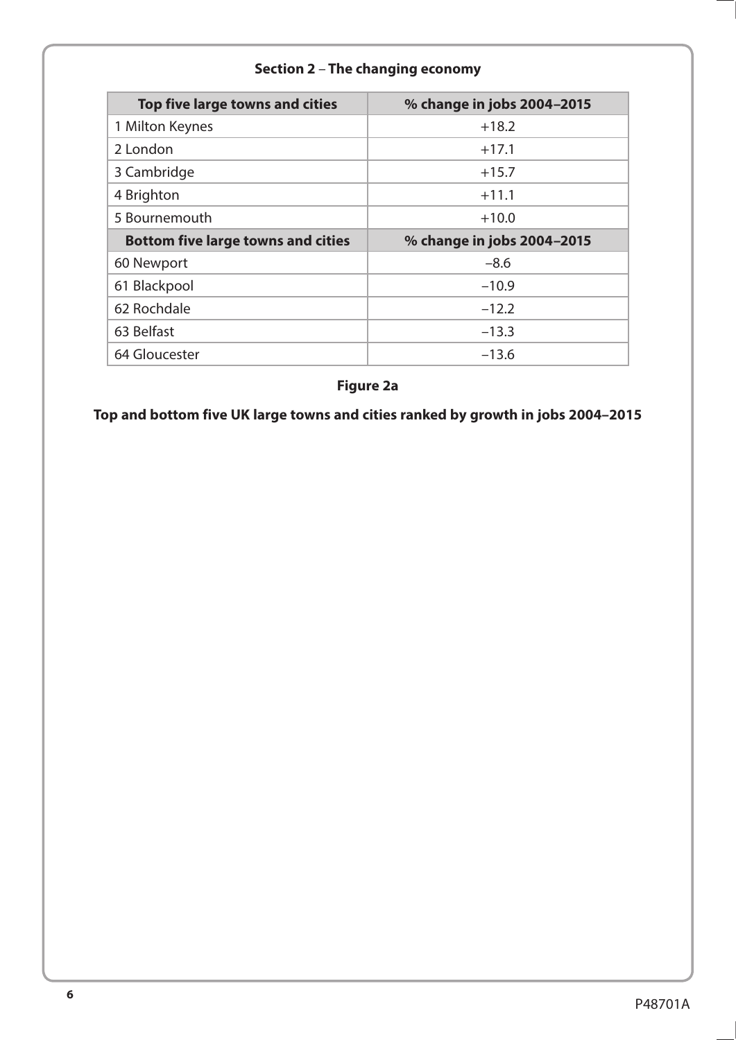## Section 2 – The changing economy

| Top five large towns and cities | % change in jobs 2004–2015 |
|---|---|
| 1 Milton Keynes | +18.2 |
| 2 London | +17.1 |
| 3 Cambridge | +15.7 |
| 4 Brighton | +11.1 |
| 5 Bournemouth | +10.0 |
| **Bottom five large towns and cities** | **% change in jobs 2004–2015** |
| 60 Newport | –8.6 |
| 61 Blackpool | –10.9 |
| 62 Rochdale | –12.2 |
| 63 Belfast | –13.3 |
| 64 Gloucester | –13.6 |

**Figure 2a**

**Top and bottom five UK large towns and cities ranked by growth in jobs 2004–2015**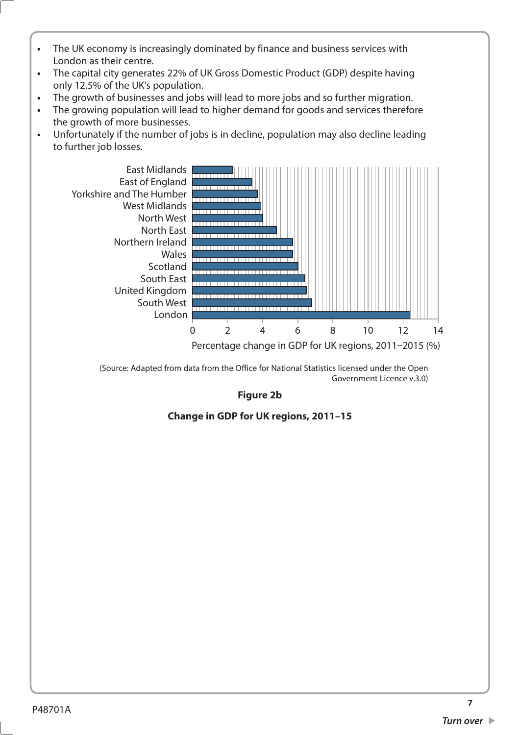- The UK economy is increasingly dominated by finance and business services with London as their centre.
- The capital city generates 22% of UK Gross Domestic Product (GDP) despite having only 12.5% of the UK's population.
- The growth of businesses and jobs will lead to more jobs and so further migration.
- The growing population will lead to higher demand for goods and services therefore the growth of more businesses.
- Unfortunately if the number of jobs is in decline, population may also decline leading to further job losses.

(Source: Adapted from data from the Office for National Statistics licensed under the Open Government Licence v.3.0)

**Figure 2b**

**Change in GDP for UK regions, 2011–15**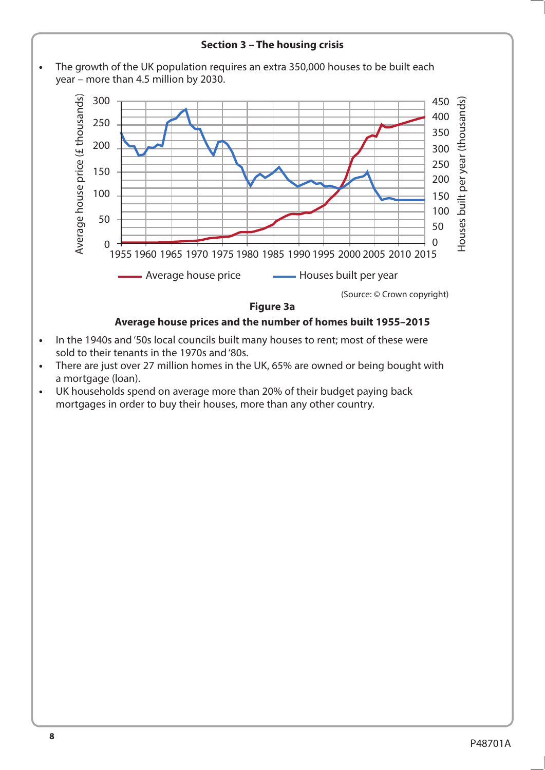**Section 3 – The housing crisis**

- The growth of the UK population requires an extra 350,000 houses to be built each year – more than 4.5 million by 2030.

(Source: © Crown copyright)

**Figure 3a**

**Average house prices and the number of homes built 1955–2015**

- In the 1940s and '50s local councils built many houses to rent; most of these were sold to their tenants in the 1970s and '80s.
- There are just over 27 million homes in the UK, 65% are owned or being bought with a mortgage (loan).
- UK households spend on average more than 20% of their budget paying back mortgages in order to buy their houses, more than any other country.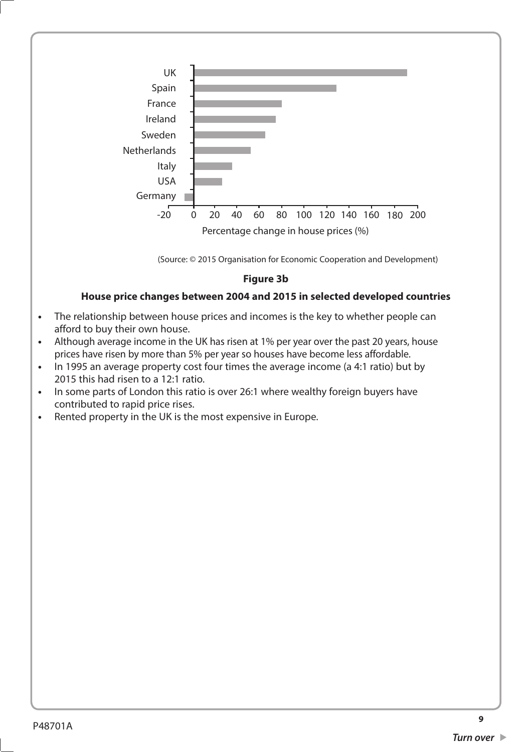| Country | Percentage change in house prices (%) |
|---|---|
| UK | |
| Spain | |
| France | |
| Ireland | |
| Sweden | |
| Netherlands | |
| Italy | |
| USA | |
| Germany | |

(Source: © 2015 Organisation for Economic Cooperation and Development)

**Figure 3b**

**House price changes between 2004 and 2015 in selected developed countries**

- The relationship between house prices and incomes is the key to whether people can afford to buy their own house.
- Although average income in the UK has risen at 1% per year over the past 20 years, house prices have risen by more than 5% per year so houses have become less affordable.
- In 1995 an average property cost four times the average income (a 4:1 ratio) but by 2015 this had risen to a 12:1 ratio.
- In some parts of London this ratio is over 26:1 where wealthy foreign buyers have contributed to rapid price rises.
- Rented property in the UK is the most expensive in Europe.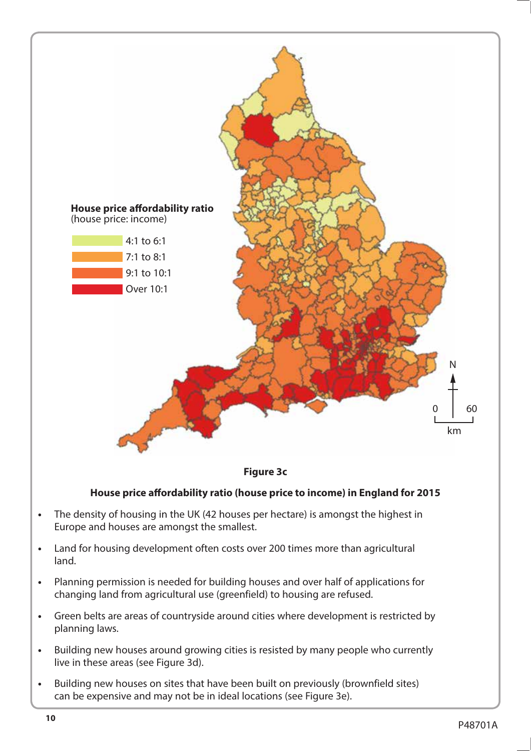**House price affordability ratio**
(house price: income)

- 4:1 to 6:1
- 7:1 to 8:1
- 9:1 to 10:1
- Over 10:1

**Figure 3c**

**House price affordability ratio (house price to income) in England for 2015**

- The density of housing in the UK (42 houses per hectare) is amongst the highest in Europe and houses are amongst the smallest.
- Land for housing development often costs over 200 times more than agricultural land.
- Planning permission is needed for building houses and over half of applications for changing land from agricultural use (greenfield) to housing are refused.
- Green belts are areas of countryside around cities where development is restricted by planning laws.
- Building new houses around growing cities is resisted by many people who currently live in these areas (see Figure 3d).
- Building new houses on sites that have been built on previously (brownfield sites) can be expensive and may not be in ideal locations (see Figure 3e).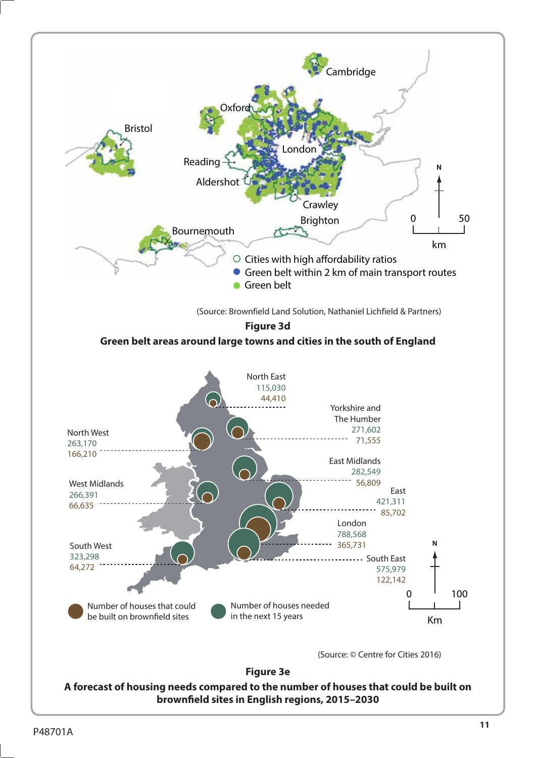Cambridge

Oxford

Bristol

London

Reading

Aldershot

Crawley

Brighton

Bournemouth

N

0 50

km

- Cities with high affordability ratios
- Green belt within 2 km of main transport routes
- Green belt

(Source: Brownfield Land Solution, Nathaniel Lichfield & Partners)

**Figure 3d**

**Green belt areas around large towns and cities in the south of England**

| Region | Number of houses needed in the next 15 years | Number of houses that could be built on brownfield sites |
|---|---|---|
| North East | 115,030 | 44,410 |
| Yorkshire and The Humber | 271,602 | 71,555 |
| North West | 263,170 | 166,210 |
| East Midlands | 282,549 | 56,809 |
| West Midlands | 266,391 | 66,635 |
| East | 421,311 | 85,702 |
| London | 788,568 | 365,731 |
| South West | 323,298 | 64,272 |
| South East | 575,979 | 122,142 |

N

0 100

Km

(Source: © Centre for Cities 2016)

**Figure 3e**

**A forecast of housing needs compared to the number of houses that could be built on brownfield sites in English regions, 2015–2030**

P48701A